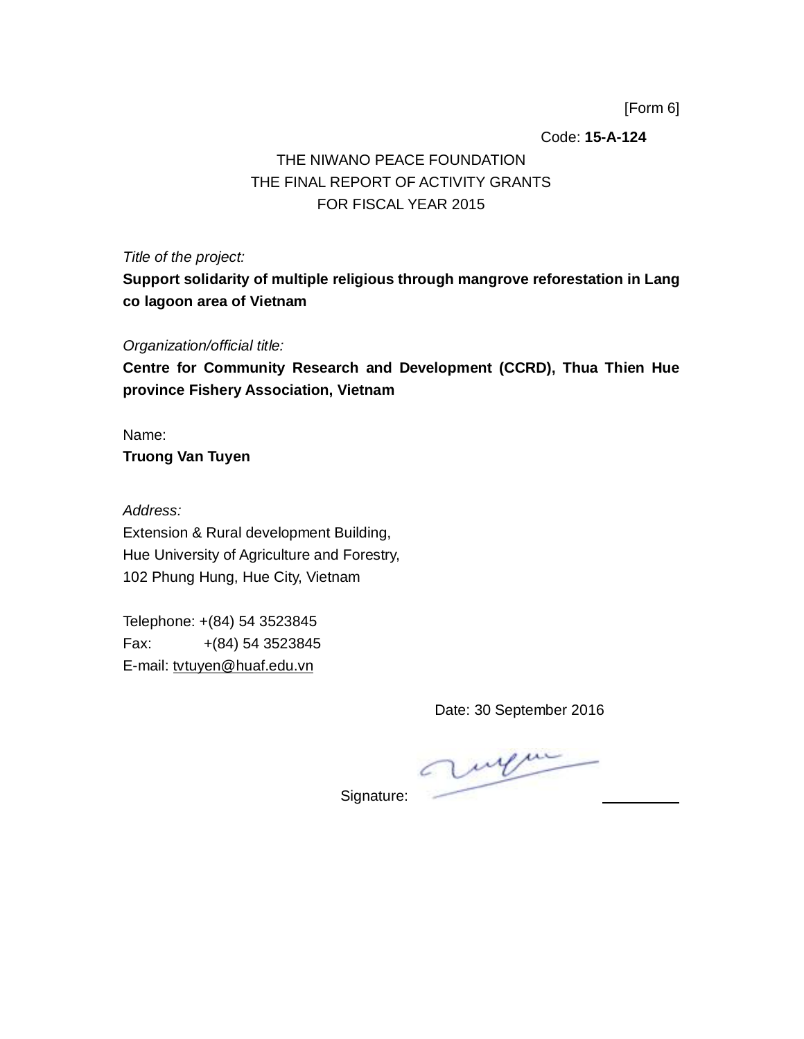[Form 6]

Code: **15-A-124**

THE NIWANO PEACE FOUNDATION
THE FINAL REPORT OF ACTIVITY GRANTS
FOR FISCAL YEAR 2015

*Title of the project:*

**Support solidarity of multiple religious through mangrove reforestation in Lang co lagoon area of Vietnam**

*Organization/official title:*

**Centre for Community Research and Development (CCRD), Thua Thien Hue province Fishery Association, Vietnam**

Name:

**Truong Van Tuyen**

*Address:*

Extension & Rural development Building,
Hue University of Agriculture and Forestry,
102 Phung Hung, Hue City, Vietnam

Telephone: +(84) 54 3523845
Fax: +(84) 54 3523845
E-mail: tvtuyen@huaf.edu.vn

Date: 30 September 2016

Signature: __________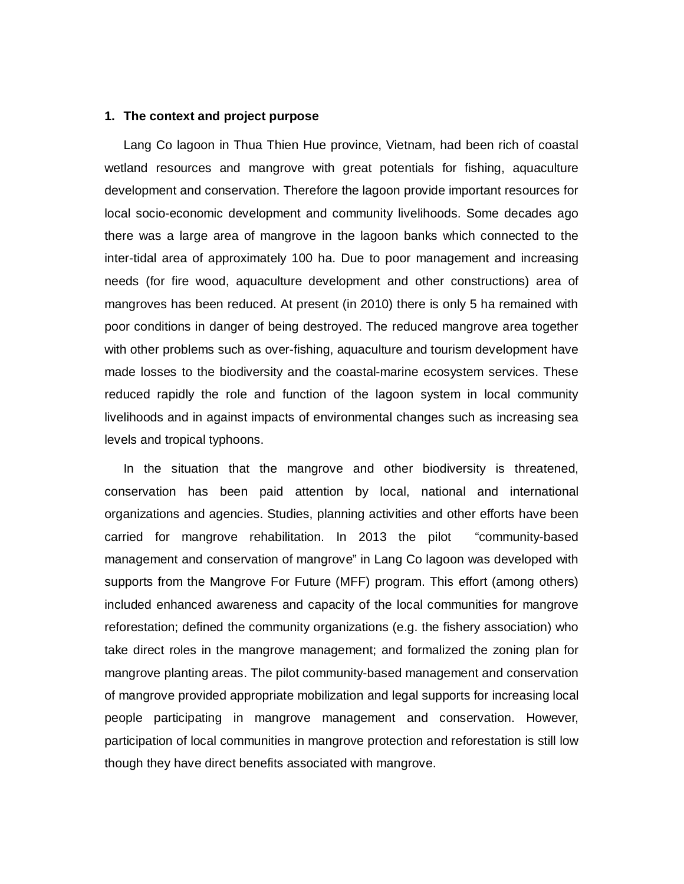## 1. The context and project purpose

Lang Co lagoon in Thua Thien Hue province, Vietnam, had been rich of coastal wetland resources and mangrove with great potentials for fishing, aquaculture development and conservation. Therefore the lagoon provide important resources for local socio-economic development and community livelihoods. Some decades ago there was a large area of mangrove in the lagoon banks which connected to the inter-tidal area of approximately 100 ha. Due to poor management and increasing needs (for fire wood, aquaculture development and other constructions) area of mangroves has been reduced. At present (in 2010) there is only 5 ha remained with poor conditions in danger of being destroyed. The reduced mangrove area together with other problems such as over-fishing, aquaculture and tourism development have made losses to the biodiversity and the coastal-marine ecosystem services. These reduced rapidly the role and function of the lagoon system in local community livelihoods and in against impacts of environmental changes such as increasing sea levels and tropical typhoons.

In the situation that the mangrove and other biodiversity is threatened, conservation has been paid attention by local, national and international organizations and agencies. Studies, planning activities and other efforts have been carried for mangrove rehabilitation. In 2013 the pilot "community-based management and conservation of mangrove" in Lang Co lagoon was developed with supports from the Mangrove For Future (MFF) program. This effort (among others) included enhanced awareness and capacity of the local communities for mangrove reforestation; defined the community organizations (e.g. the fishery association) who take direct roles in the mangrove management; and formalized the zoning plan for mangrove planting areas. The pilot community-based management and conservation of mangrove provided appropriate mobilization and legal supports for increasing local people participating in mangrove management and conservation. However, participation of local communities in mangrove protection and reforestation is still low though they have direct benefits associated with mangrove.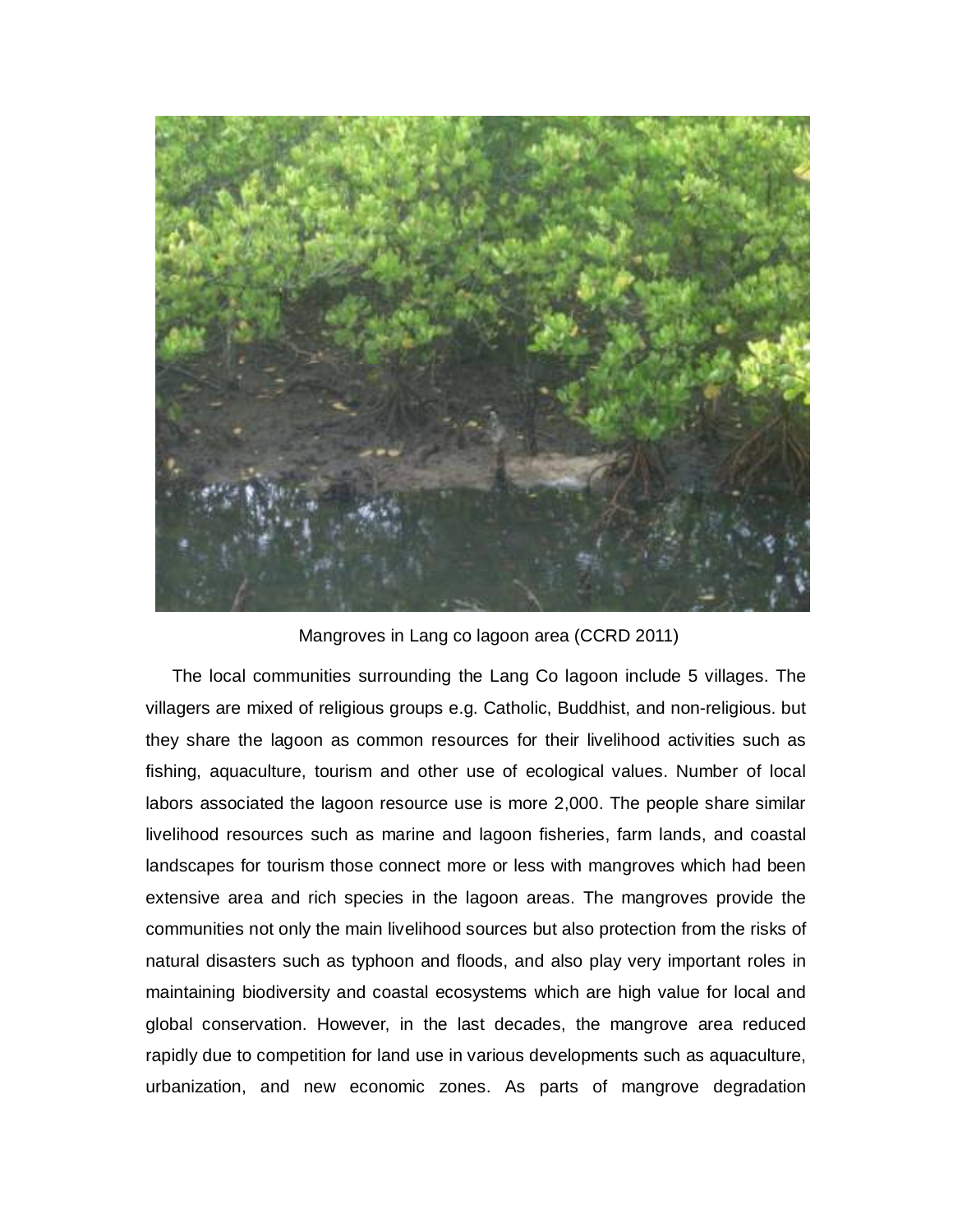Mangroves in Lang co lagoon area (CCRD 2011)

The local communities surrounding the Lang Co lagoon include 5 villages. The villagers are mixed of religious groups e.g. Catholic, Buddhist, and non-religious. but they share the lagoon as common resources for their livelihood activities such as fishing, aquaculture, tourism and other use of ecological values. Number of local labors associated the lagoon resource use is more 2,000. The people share similar livelihood resources such as marine and lagoon fisheries, farm lands, and coastal landscapes for tourism those connect more or less with mangroves which had been extensive area and rich species in the lagoon areas. The mangroves provide the communities not only the main livelihood sources but also protection from the risks of natural disasters such as typhoon and floods, and also play very important roles in maintaining biodiversity and coastal ecosystems which are high value for local and global conservation. However, in the last decades, the mangrove area reduced rapidly due to competition for land use in various developments such as aquaculture, urbanization, and new economic zones. As parts of mangrove degradation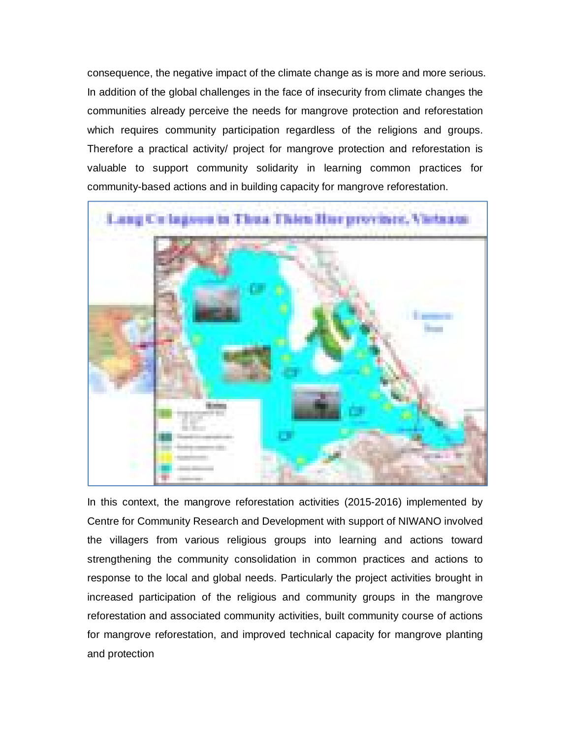consequence, the negative impact of the climate change as is more and more serious. In addition of the global challenges in the face of insecurity from climate changes the communities already perceive the needs for mangrove protection and reforestation which requires community participation regardless of the religions and groups. Therefore a practical activity/ project for mangrove protection and reforestation is valuable to support community solidarity in learning common practices for community-based actions and in building capacity for mangrove reforestation.

In this context, the mangrove reforestation activities (2015-2016) implemented by Centre for Community Research and Development with support of NIWANO involved the villagers from various religious groups into learning and actions toward strengthening the community consolidation in common practices and actions to response to the local and global needs. Particularly the project activities brought in increased participation of the religious and community groups in the mangrove reforestation and associated community activities, built community course of actions for mangrove reforestation, and improved technical capacity for mangrove planting and protection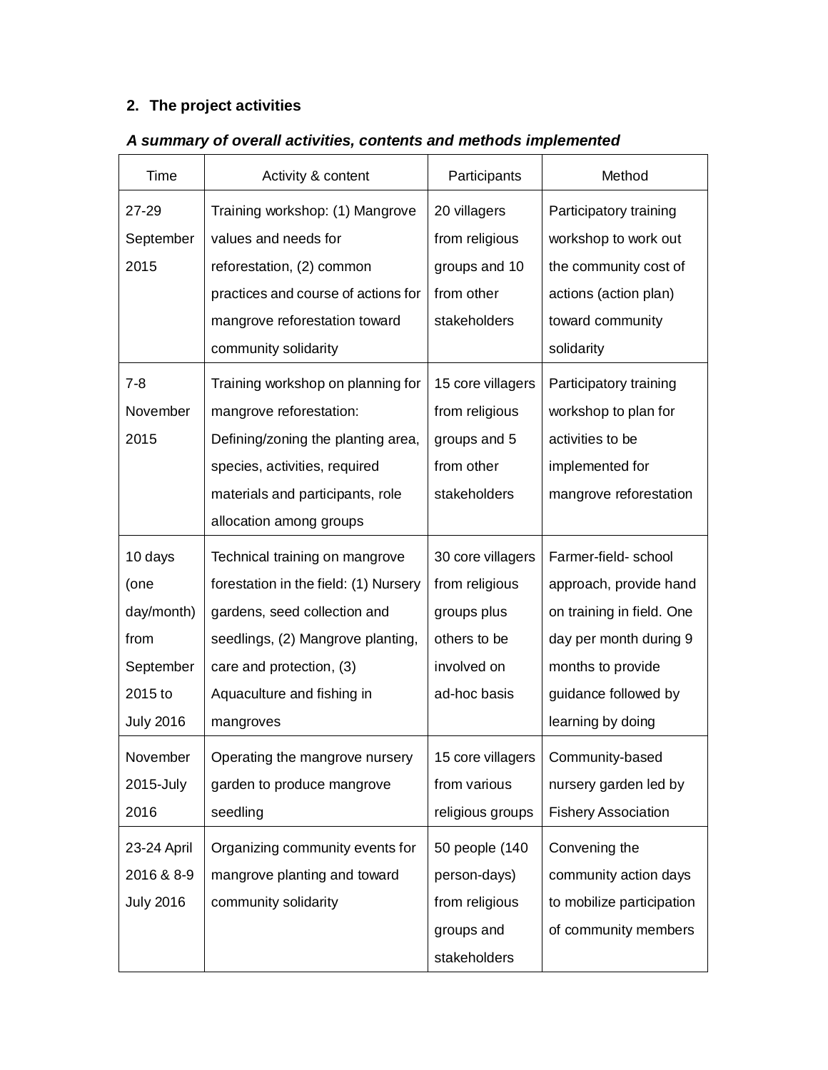## 2. The project activities

***A summary of overall activities, contents and methods implemented***

| Time | Activity & content | Participants | Method |
|---|---|---|---|
| 27-29 September 2015 | Training workshop: (1) Mangrove values and needs for reforestation, (2) common practices and course of actions for mangrove reforestation toward community solidarity | 20 villagers from religious groups and 10 from other stakeholders | Participatory training workshop to work out the community cost of actions (action plan) toward community solidarity |
| 7-8 November 2015 | Training workshop on planning for mangrove reforestation: Defining/zoning the planting area, species, activities, required materials and participants, role allocation among groups | 15 core villagers from religious groups and 5 from other stakeholders | Participatory training workshop to plan for activities to be implemented for mangrove reforestation |
| 10 days (one day/month) from September 2015 to July 2016 | Technical training on mangrove forestation in the field: (1) Nursery gardens, seed collection and seedlings, (2) Mangrove planting, care and protection, (3) Aquaculture and fishing in mangroves | 30 core villagers from religious groups plus others to be involved on ad-hoc basis | Farmer-field- school approach, provide hand on training in field. One day per month during 9 months to provide guidance followed by learning by doing |
| November 2015-July 2016 | Operating the mangrove nursery garden to produce mangrove seedling | 15 core villagers from various religious groups | Community-based nursery garden led by Fishery Association |
| 23-24 April 2016 & 8-9 July 2016 | Organizing community events for mangrove planting and toward community solidarity | 50 people (140 person-days) from religious groups and stakeholders | Convening the community action days to mobilize participation of community members |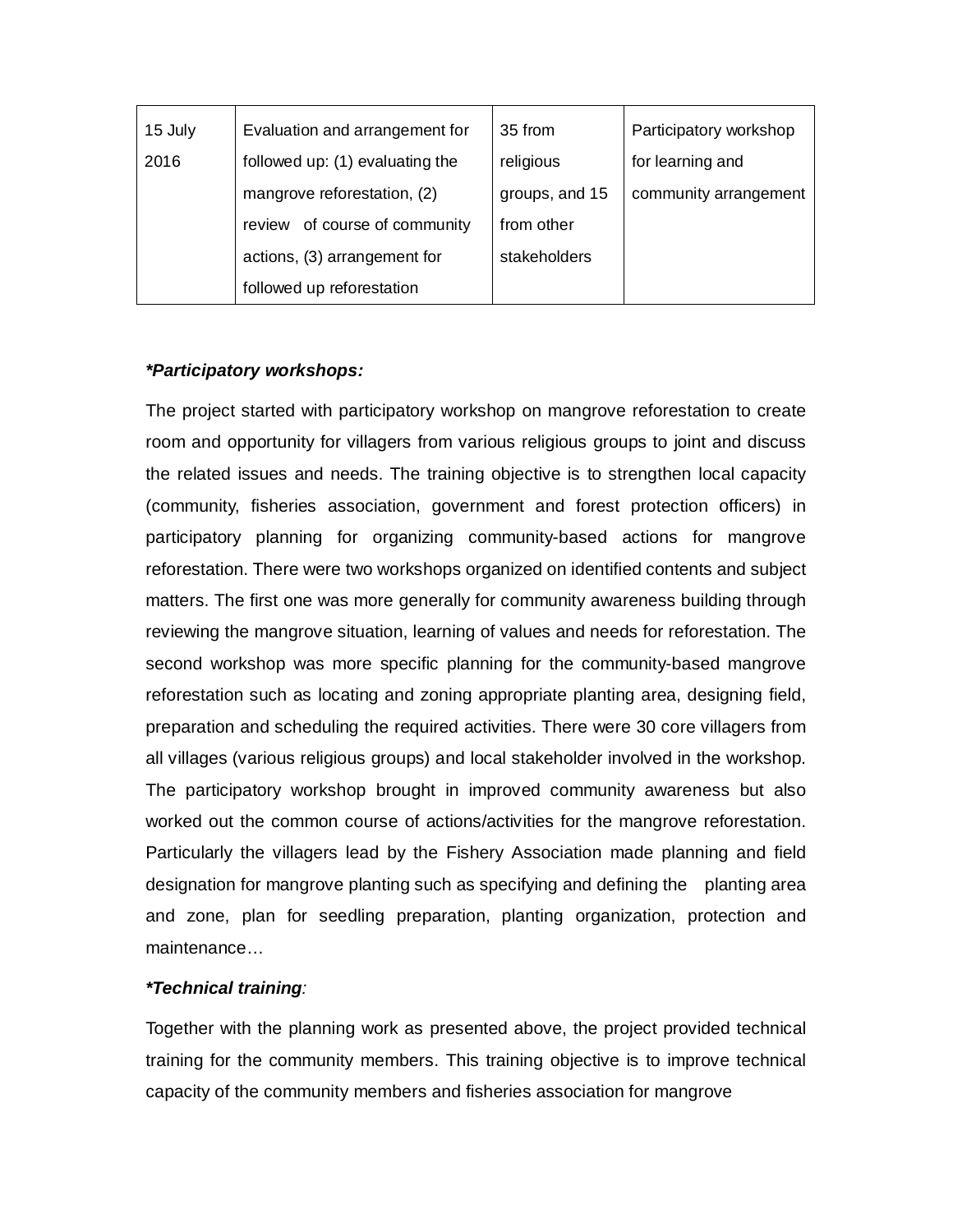| 15 July 2016 | Evaluation and arrangement for followed up: (1) evaluating the mangrove reforestation, (2) review of course of community actions, (3) arrangement for followed up reforestation | 35 from religious groups, and 15 from other stakeholders | Participatory workshop for learning and community arrangement |
|---|---|---|---|

***Participatory workshops:***

The project started with participatory workshop on mangrove reforestation to create room and opportunity for villagers from various religious groups to joint and discuss the related issues and needs. The training objective is to strengthen local capacity (community, fisheries association, government and forest protection officers) in participatory planning for organizing community-based actions for mangrove reforestation. There were two workshops organized on identified contents and subject matters. The first one was more generally for community awareness building through reviewing the mangrove situation, learning of values and needs for reforestation. The second workshop was more specific planning for the community-based mangrove reforestation such as locating and zoning appropriate planting area, designing field, preparation and scheduling the required activities. There were 30 core villagers from all villages (various religious groups) and local stakeholder involved in the workshop. The participatory workshop brought in improved community awareness but also worked out the common course of actions/activities for the mangrove reforestation. Particularly the villagers lead by the Fishery Association made planning and field designation for mangrove planting such as specifying and defining the planting area and zone, plan for seedling preparation, planting organization, protection and maintenance…

***Technical training*:**

Together with the planning work as presented above, the project provided technical training for the community members. This training objective is to improve technical capacity of the community members and fisheries association for mangrove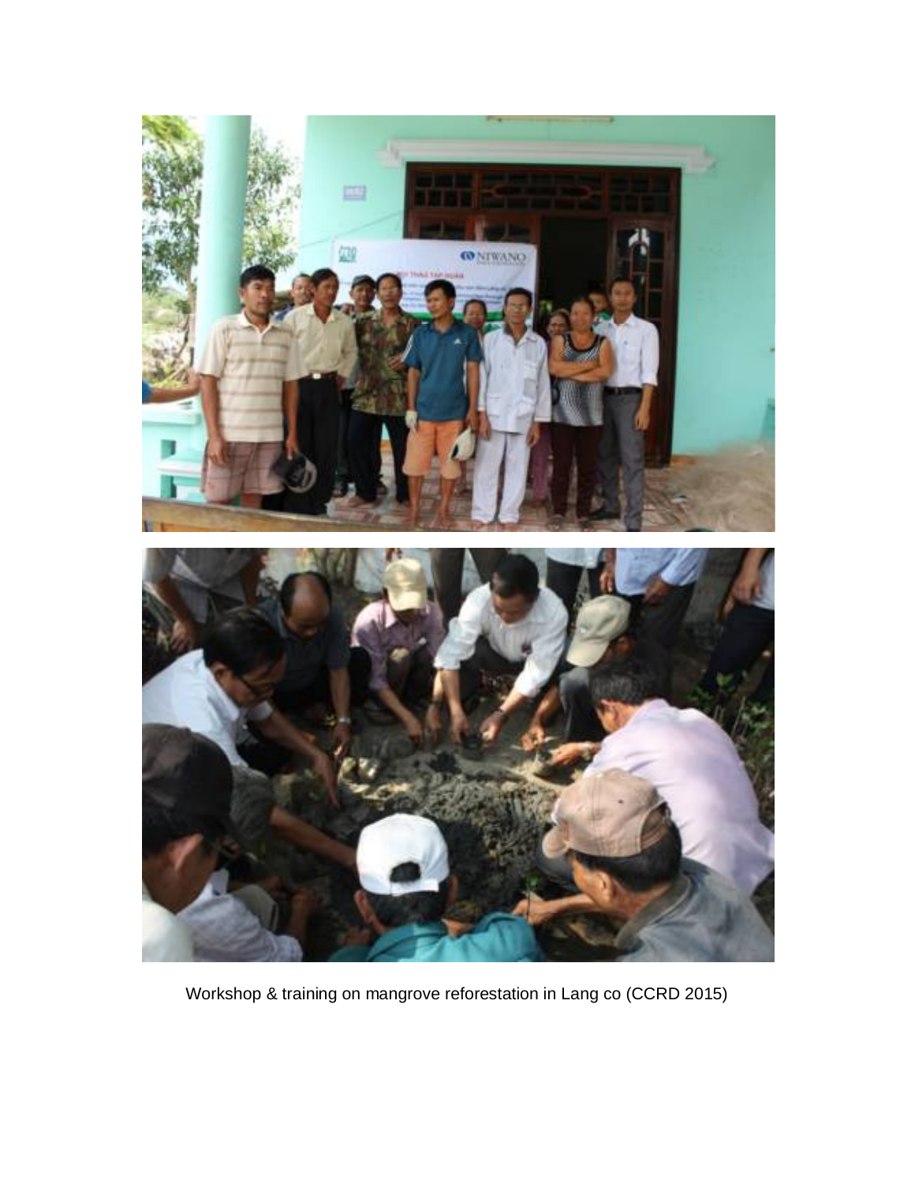Workshop & training on mangrove reforestation in Lang co (CCRD 2015)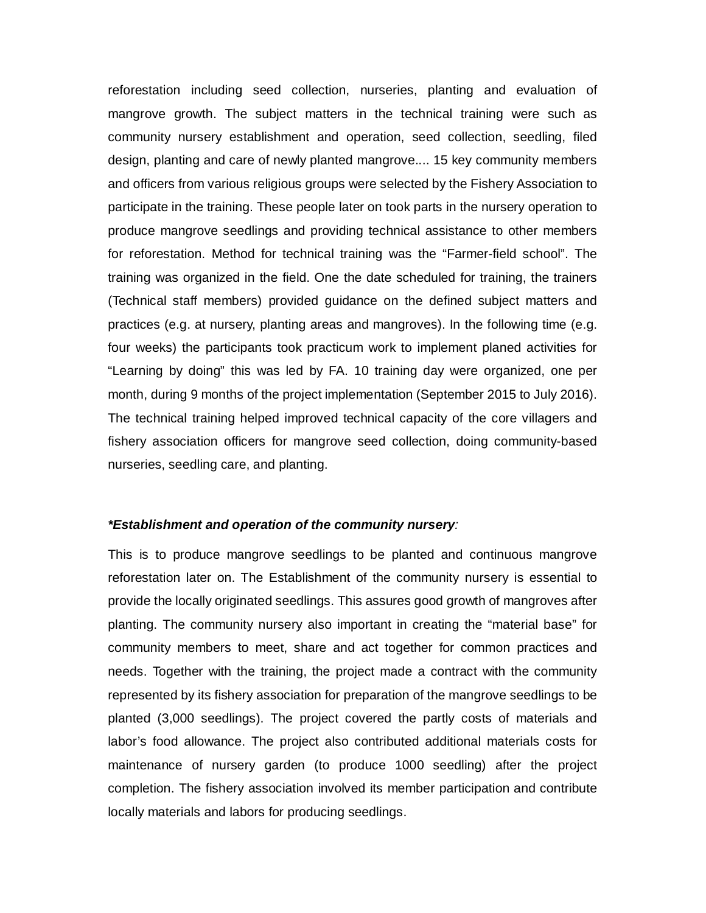reforestation including seed collection, nurseries, planting and evaluation of mangrove growth. The subject matters in the technical training were such as community nursery establishment and operation, seed collection, seedling, filed design, planting and care of newly planted mangrove.... 15 key community members and officers from various religious groups were selected by the Fishery Association to participate in the training. These people later on took parts in the nursery operation to produce mangrove seedlings and providing technical assistance to other members for reforestation. Method for technical training was the “Farmer-field school”. The training was organized in the field. One the date scheduled for training, the trainers (Technical staff members) provided guidance on the defined subject matters and practices (e.g. at nursery, planting areas and mangroves). In the following time (e.g. four weeks) the participants took practicum work to implement planed activities for “Learning by doing” this was led by FA. 10 training day were organized, one per month, during 9 months of the project implementation (September 2015 to July 2016). The technical training helped improved technical capacity of the core villagers and fishery association officers for mangrove seed collection, doing community-based nurseries, seedling care, and planting.

***Establishment and operation of the community nursery*:**

This is to produce mangrove seedlings to be planted and continuous mangrove reforestation later on. The Establishment of the community nursery is essential to provide the locally originated seedlings. This assures good growth of mangroves after planting. The community nursery also important in creating the “material base” for community members to meet, share and act together for common practices and needs. Together with the training, the project made a contract with the community represented by its fishery association for preparation of the mangrove seedlings to be planted (3,000 seedlings). The project covered the partly costs of materials and labor’s food allowance. The project also contributed additional materials costs for maintenance of nursery garden (to produce 1000 seedling) after the project completion. The fishery association involved its member participation and contribute locally materials and labors for producing seedlings.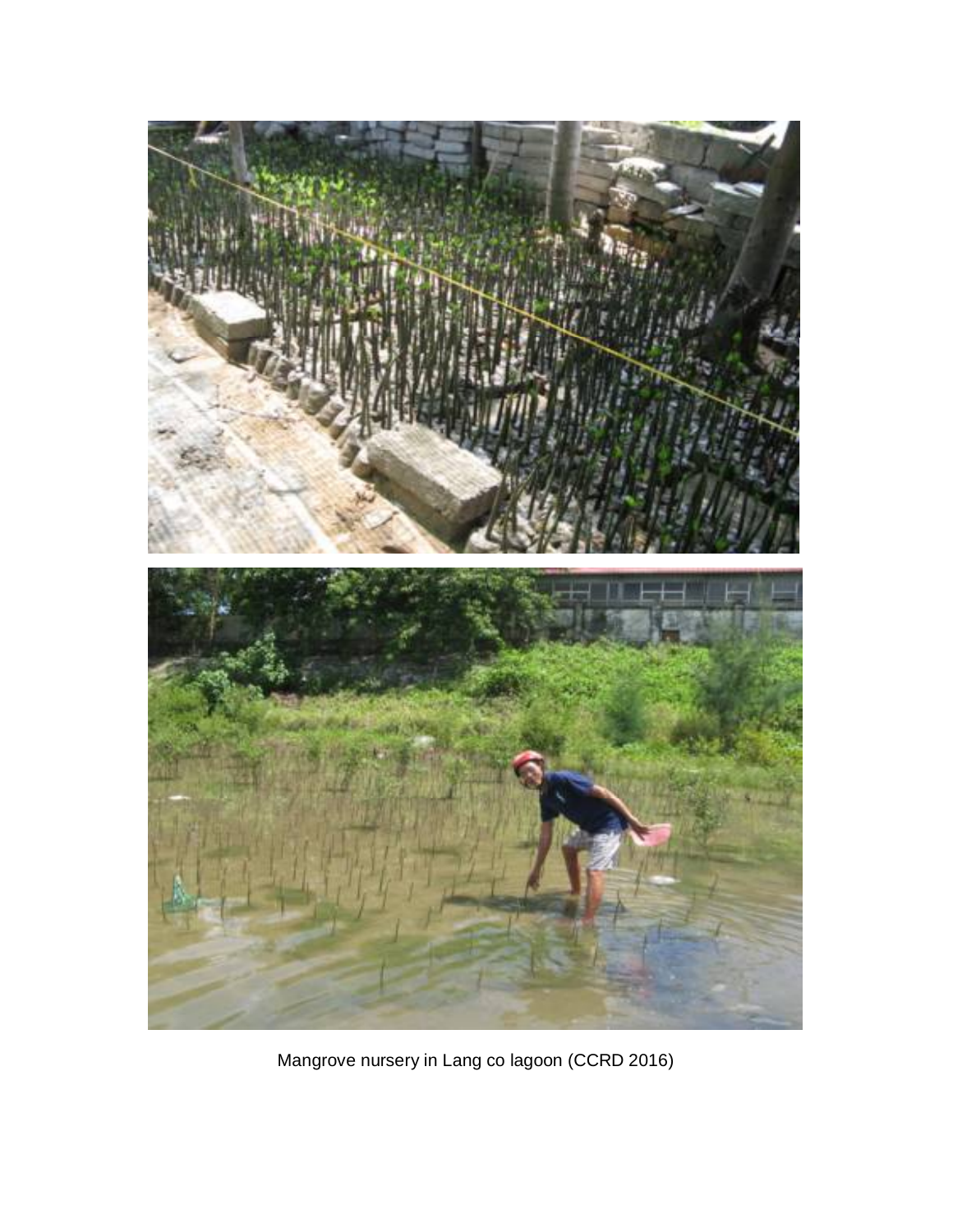Mangrove nursery in Lang co lagoon (CCRD 2016)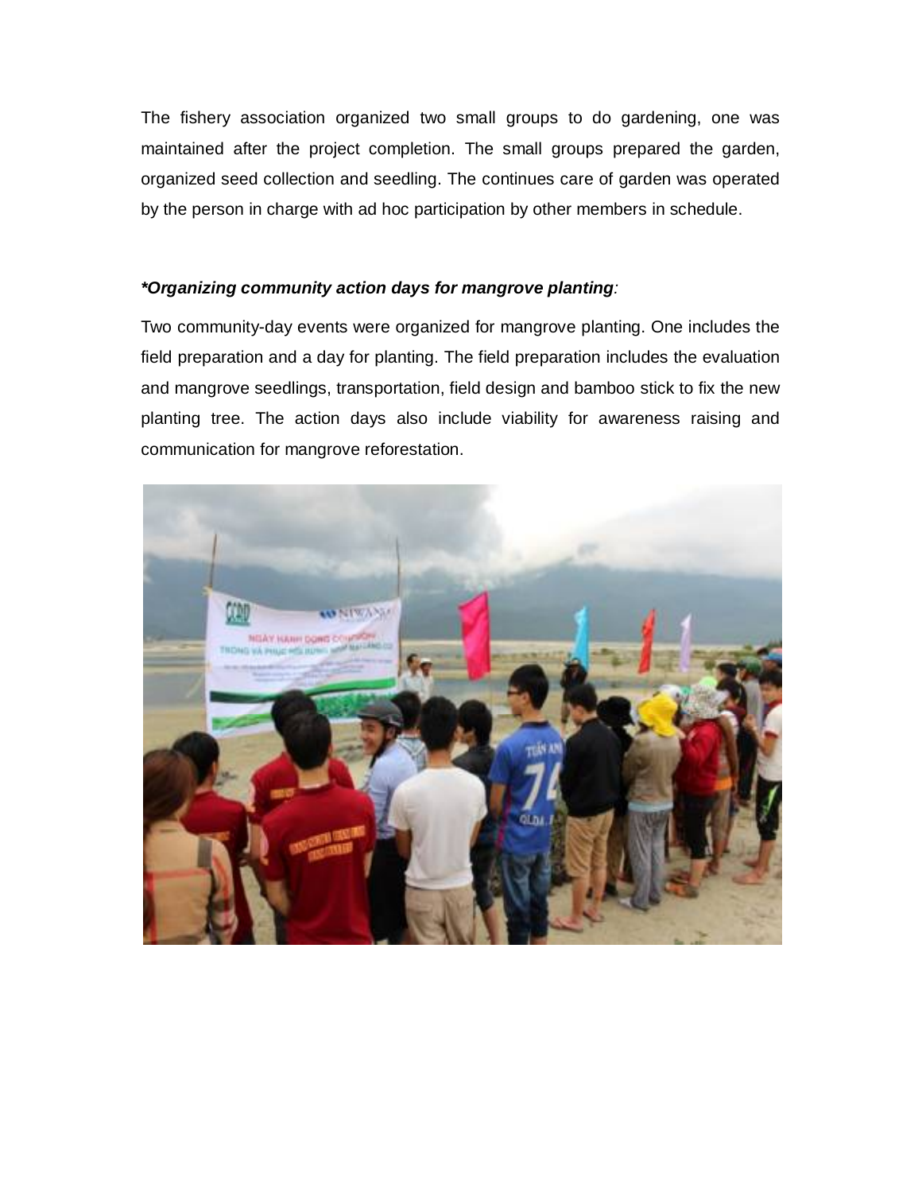The fishery association organized two small groups to do gardening, one was maintained after the project completion. The small groups prepared the garden, organized seed collection and seedling. The continues care of garden was operated by the person in charge with ad hoc participation by other members in schedule.

***Organizing community action days for mangrove planting**:*

Two community-day events were organized for mangrove planting. One includes the field preparation and a day for planting. The field preparation includes the evaluation and mangrove seedlings, transportation, field design and bamboo stick to fix the new planting tree. The action days also include viability for awareness raising and communication for mangrove reforestation.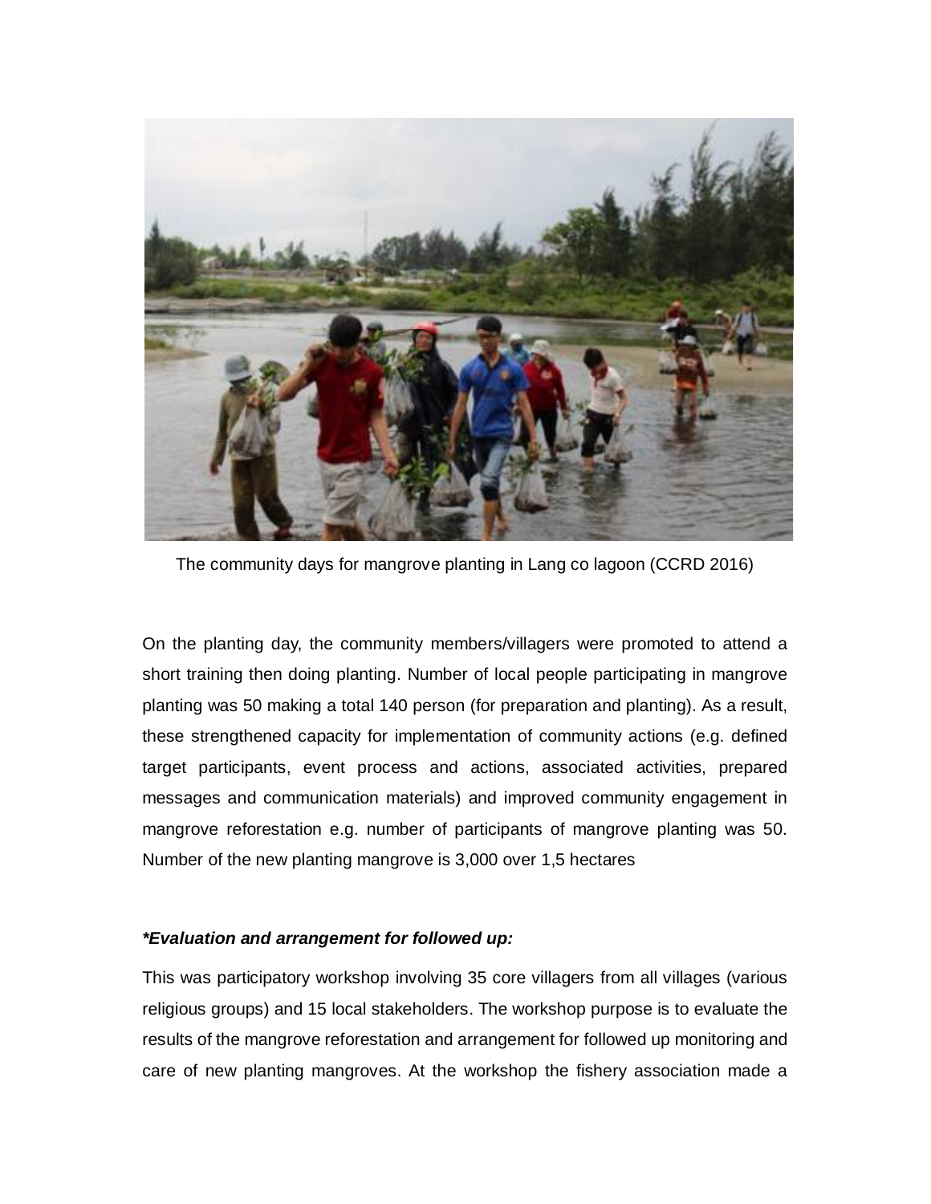The community days for mangrove planting in Lang co lagoon (CCRD 2016)

On the planting day, the community members/villagers were promoted to attend a short training then doing planting. Number of local people participating in mangrove planting was 50 making a total 140 person (for preparation and planting). As a result, these strengthened capacity for implementation of community actions (e.g. defined target participants, event process and actions, associated activities, prepared messages and communication materials) and improved community engagement in mangrove reforestation e.g. number of participants of mangrove planting was 50. Number of the new planting mangrove is 3,000 over 1,5 hectares

***Evaluation and arrangement for followed up:***

This was participatory workshop involving 35 core villagers from all villages (various religious groups) and 15 local stakeholders. The workshop purpose is to evaluate the results of the mangrove reforestation and arrangement for followed up monitoring and care of new planting mangroves. At the workshop the fishery association made a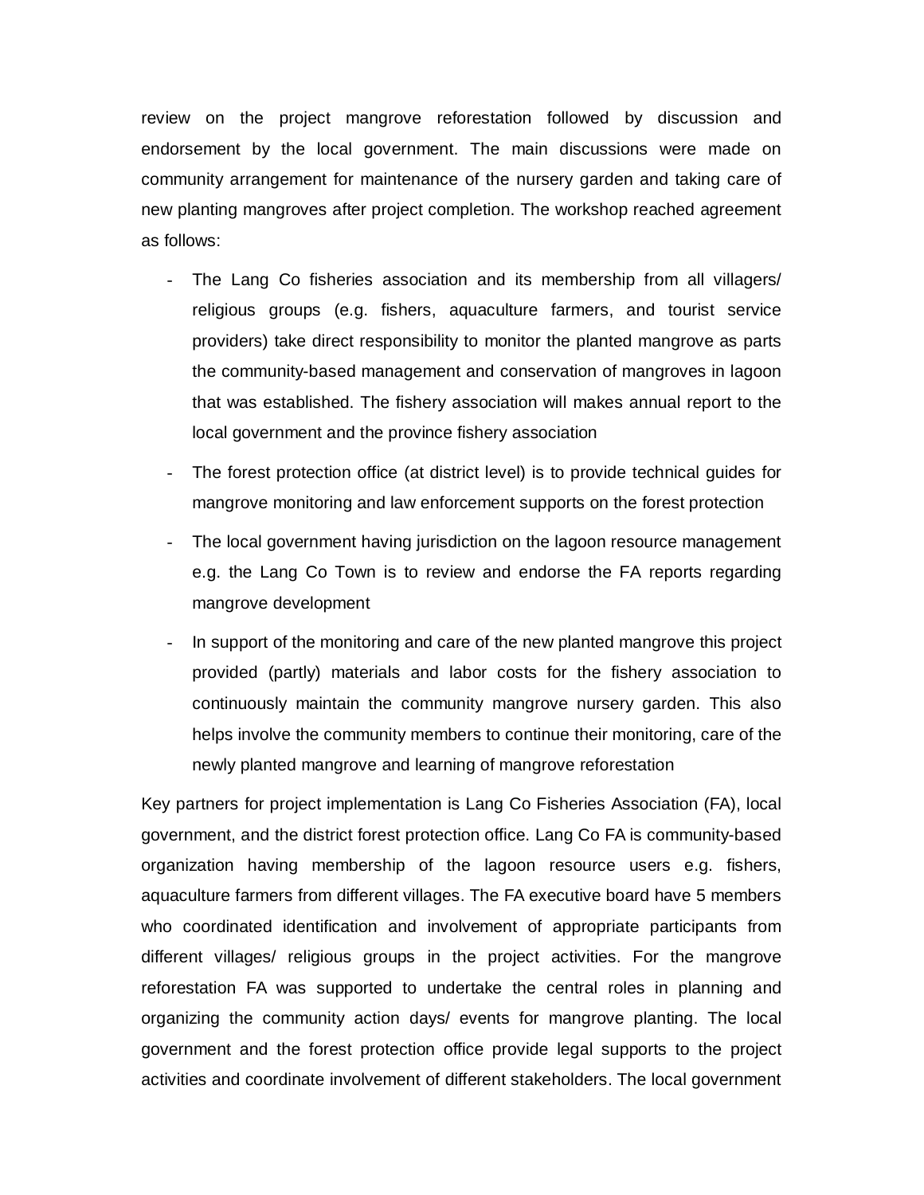review on the project mangrove reforestation followed by discussion and endorsement by the local government. The main discussions were made on community arrangement for maintenance of the nursery garden and taking care of new planting mangroves after project completion. The workshop reached agreement as follows:

- The Lang Co fisheries association and its membership from all villagers/ religious groups (e.g. fishers, aquaculture farmers, and tourist service providers) take direct responsibility to monitor the planted mangrove as parts the community-based management and conservation of mangroves in lagoon that was established. The fishery association will makes annual report to the local government and the province fishery association
- The forest protection office (at district level) is to provide technical guides for mangrove monitoring and law enforcement supports on the forest protection
- The local government having jurisdiction on the lagoon resource management e.g. the Lang Co Town is to review and endorse the FA reports regarding mangrove development
- In support of the monitoring and care of the new planted mangrove this project provided (partly) materials and labor costs for the fishery association to continuously maintain the community mangrove nursery garden. This also helps involve the community members to continue their monitoring, care of the newly planted mangrove and learning of mangrove reforestation

Key partners for project implementation is Lang Co Fisheries Association (FA), local government, and the district forest protection office. Lang Co FA is community-based organization having membership of the lagoon resource users e.g. fishers, aquaculture farmers from different villages. The FA executive board have 5 members who coordinated identification and involvement of appropriate participants from different villages/ religious groups in the project activities. For the mangrove reforestation FA was supported to undertake the central roles in planning and organizing the community action days/ events for mangrove planting. The local government and the forest protection office provide legal supports to the project activities and coordinate involvement of different stakeholders. The local government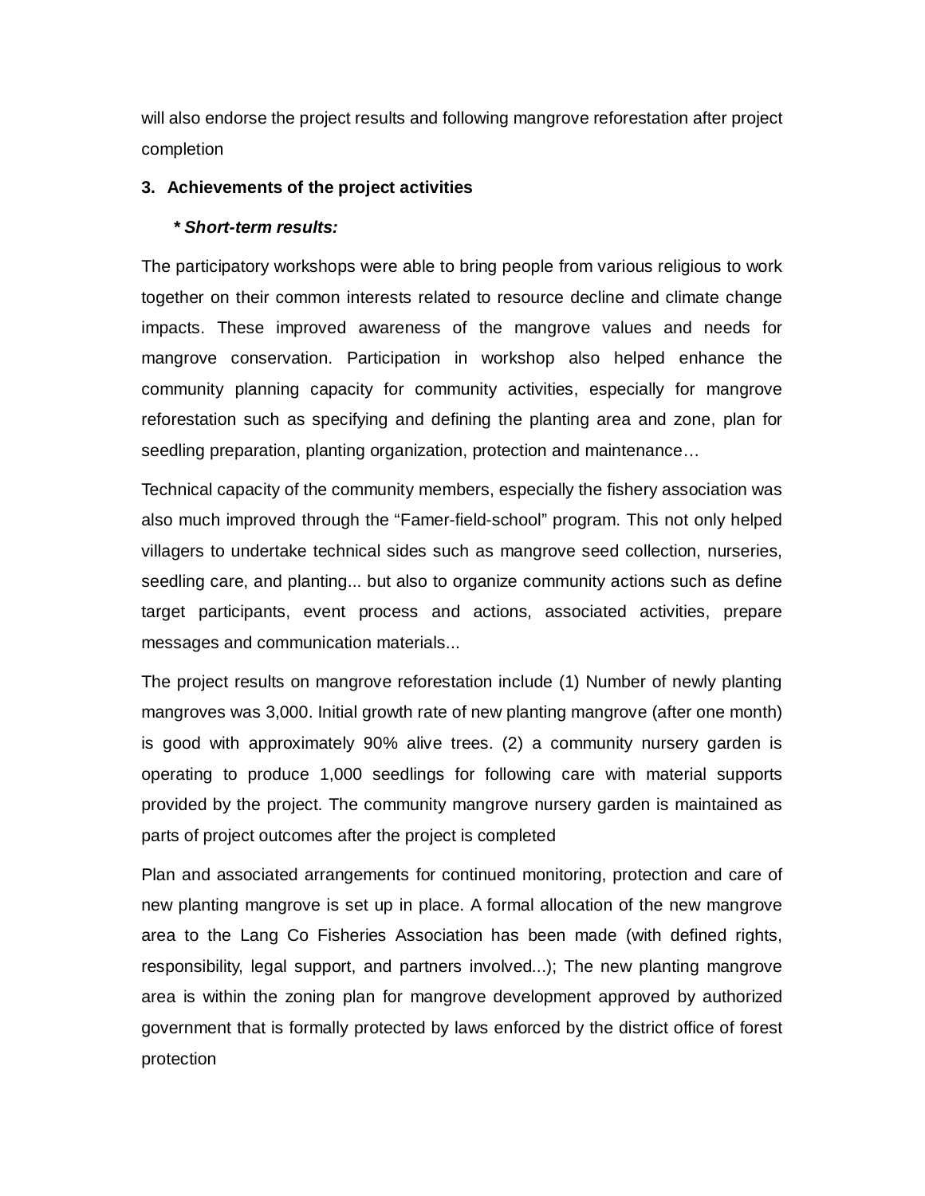will also endorse the project results and following mangrove reforestation after project completion

### 3. Achievements of the project activities

***\* Short-term results:***

The participatory workshops were able to bring people from various religious to work together on their common interests related to resource decline and climate change impacts. These improved awareness of the mangrove values and needs for mangrove conservation. Participation in workshop also helped enhance the community planning capacity for community activities, especially for mangrove reforestation such as specifying and defining the planting area and zone, plan for seedling preparation, planting organization, protection and maintenance…

Technical capacity of the community members, especially the fishery association was also much improved through the "Famer-field-school" program. This not only helped villagers to undertake technical sides such as mangrove seed collection, nurseries, seedling care, and planting... but also to organize community actions such as define target participants, event process and actions, associated activities, prepare messages and communication materials...

The project results on mangrove reforestation include (1) Number of newly planting mangroves was 3,000. Initial growth rate of new planting mangrove (after one month) is good with approximately 90% alive trees. (2) a community nursery garden is operating to produce 1,000 seedlings for following care with material supports provided by the project. The community mangrove nursery garden is maintained as parts of project outcomes after the project is completed

Plan and associated arrangements for continued monitoring, protection and care of new planting mangrove is set up in place. A formal allocation of the new mangrove area to the Lang Co Fisheries Association has been made (with defined rights, responsibility, legal support, and partners involved...); The new planting mangrove area is within the zoning plan for mangrove development approved by authorized government that is formally protected by laws enforced by the district office of forest protection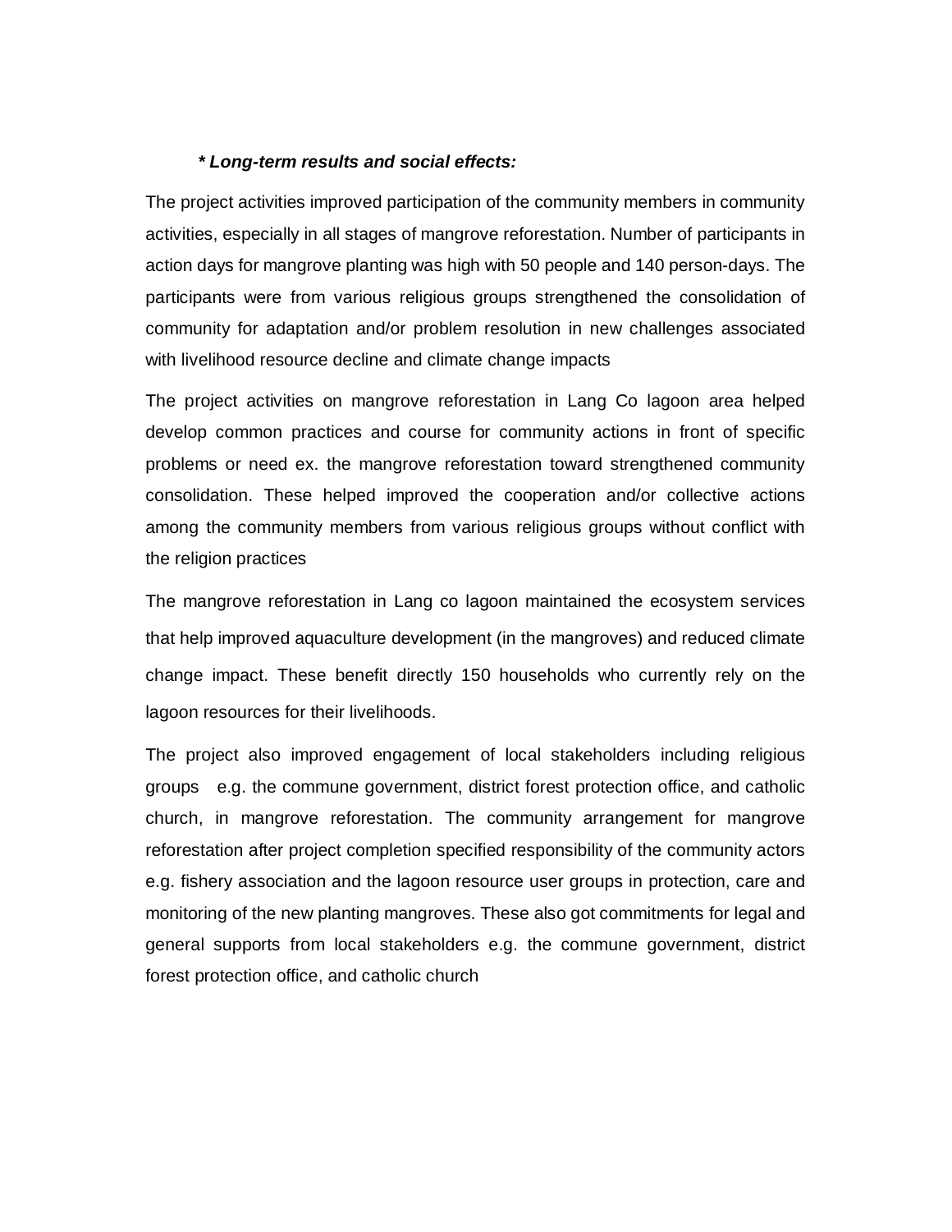***\* Long-term results and social effects:***

The project activities improved participation of the community members in community activities, especially in all stages of mangrove reforestation. Number of participants in action days for mangrove planting was high with 50 people and 140 person-days. The participants were from various religious groups strengthened the consolidation of community for adaptation and/or problem resolution in new challenges associated with livelihood resource decline and climate change impacts

The project activities on mangrove reforestation in Lang Co lagoon area helped develop common practices and course for community actions in front of specific problems or need ex. the mangrove reforestation toward strengthened community consolidation. These helped improved the cooperation and/or collective actions among the community members from various religious groups without conflict with the religion practices

The mangrove reforestation in Lang co lagoon maintained the ecosystem services that help improved aquaculture development (in the mangroves) and reduced climate change impact. These benefit directly 150 households who currently rely on the lagoon resources for their livelihoods.

The project also improved engagement of local stakeholders including religious groups e.g. the commune government, district forest protection office, and catholic church, in mangrove reforestation. The community arrangement for mangrove reforestation after project completion specified responsibility of the community actors e.g. fishery association and the lagoon resource user groups in protection, care and monitoring of the new planting mangroves. These also got commitments for legal and general supports from local stakeholders e.g. the commune government, district forest protection office, and catholic church